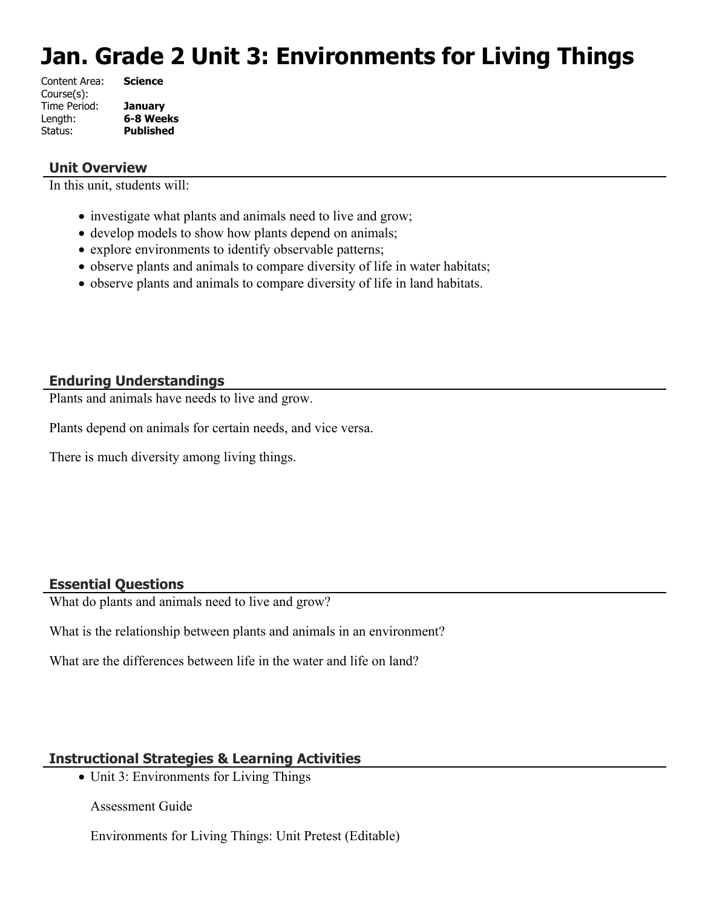# Jan. Grade 2 Unit 3: Environments for Living Things

Content Area: **Science**
Course(s):
Time Period: **January**
Length: **6-8 Weeks**
Status: **Published**

## Unit Overview

In this unit, students will:

- investigate what plants and animals need to live and grow;
- develop models to show how plants depend on animals;
- explore environments to identify observable patterns;
- observe plants and animals to compare diversity of life in water habitats;
- observe plants and animals to compare diversity of life in land habitats.

## Enduring Understandings

Plants and animals have needs to live and grow.

Plants depend on animals for certain needs, and vice versa.

There is much diversity among living things.

## Essential Questions

What do plants and animals need to live and grow?

What is the relationship between plants and animals in an environment?

What are the differences between life in the water and life on land?

## Instructional Strategies & Learning Activities

- Unit 3: Environments for Living Things

  Assessment Guide

  Environments for Living Things: Unit Pretest (Editable)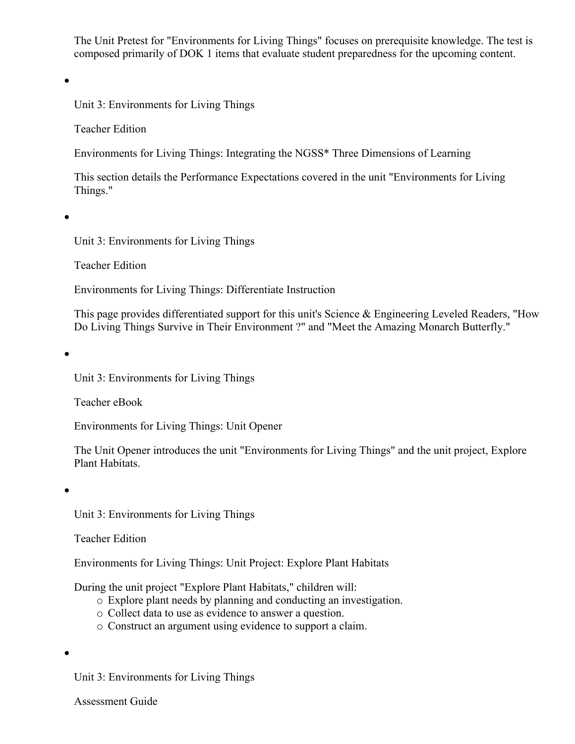The Unit Pretest for "Environments for Living Things" focuses on prerequisite knowledge. The test is composed primarily of DOK 1 items that evaluate student preparedness for the upcoming content.

- Unit 3: Environments for Living Things

  Teacher Edition

  Environments for Living Things: Integrating the NGSS* Three Dimensions of Learning

  This section details the Performance Expectations covered in the unit "Environments for Living Things."

- Unit 3: Environments for Living Things

  Teacher Edition

  Environments for Living Things: Differentiate Instruction

  This page provides differentiated support for this unit's Science & Engineering Leveled Readers, "How Do Living Things Survive in Their Environment ?" and "Meet the Amazing Monarch Butterfly."

- Unit 3: Environments for Living Things

  Teacher eBook

  Environments for Living Things: Unit Opener

  The Unit Opener introduces the unit "Environments for Living Things" and the unit project, Explore Plant Habitats.

- Unit 3: Environments for Living Things

  Teacher Edition

  Environments for Living Things: Unit Project: Explore Plant Habitats

  During the unit project "Explore Plant Habitats," children will:
    - Explore plant needs by planning and conducting an investigation.
    - Collect data to use as evidence to answer a question.
    - Construct an argument using evidence to support a claim.

- Unit 3: Environments for Living Things

  Assessment Guide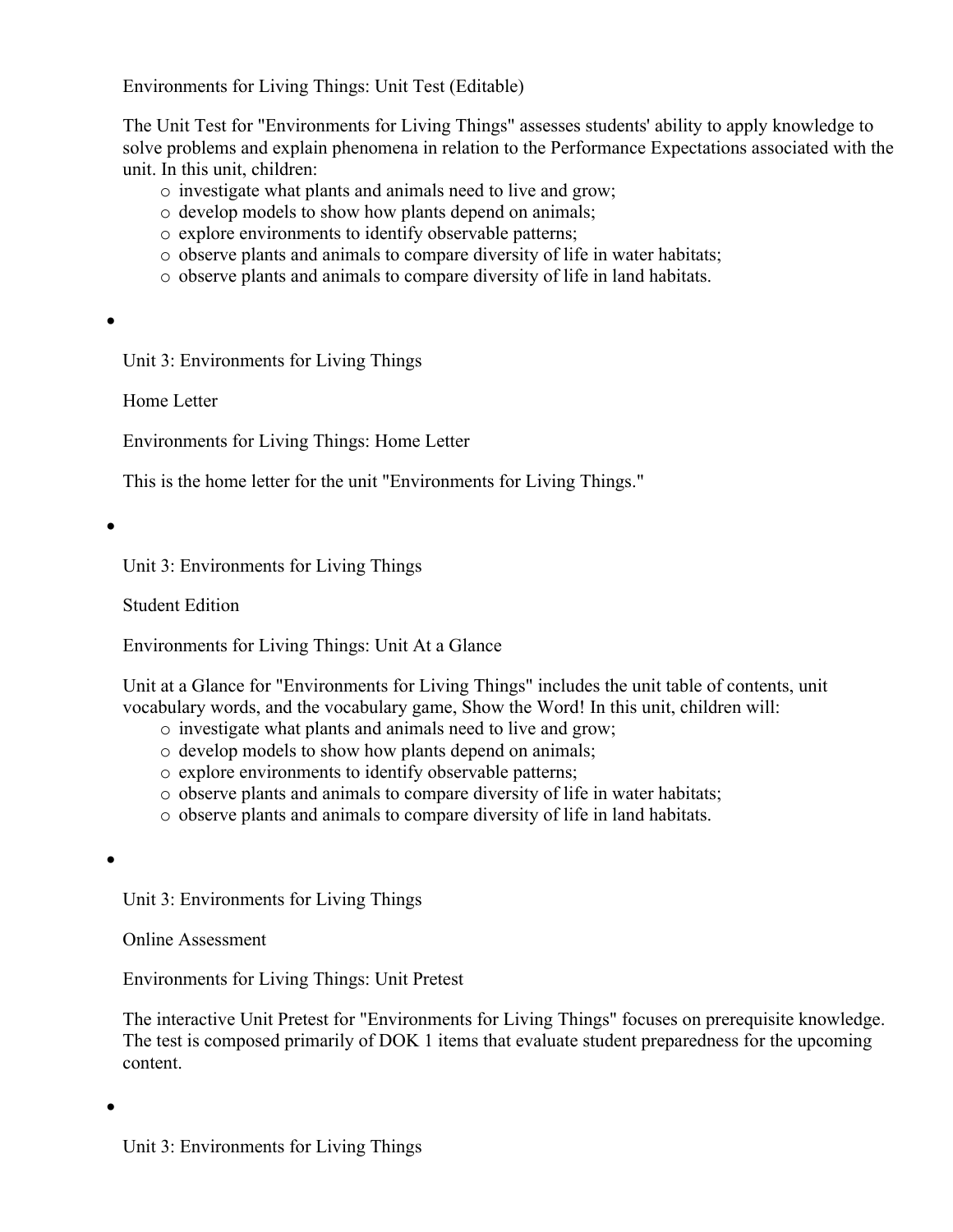Environments for Living Things: Unit Test (Editable)

The Unit Test for "Environments for Living Things" assesses students' ability to apply knowledge to solve problems and explain phenomena in relation to the Performance Expectations associated with the unit. In this unit, children:

- investigate what plants and animals need to live and grow;
- develop models to show how plants depend on animals;
- explore environments to identify observable patterns;
- observe plants and animals to compare diversity of life in water habitats;
- observe plants and animals to compare diversity of life in land habitats.

- Unit 3: Environments for Living Things

  Home Letter

  Environments for Living Things: Home Letter

  This is the home letter for the unit "Environments for Living Things."

- Unit 3: Environments for Living Things

  Student Edition

  Environments for Living Things: Unit At a Glance

  Unit at a Glance for "Environments for Living Things" includes the unit table of contents, unit vocabulary words, and the vocabulary game, Show the Word! In this unit, children will:

  - investigate what plants and animals need to live and grow;
  - develop models to show how plants depend on animals;
  - explore environments to identify observable patterns;
  - observe plants and animals to compare diversity of life in water habitats;
  - observe plants and animals to compare diversity of life in land habitats.

- Unit 3: Environments for Living Things

  Online Assessment

  Environments for Living Things: Unit Pretest

  The interactive Unit Pretest for "Environments for Living Things" focuses on prerequisite knowledge. The test is composed primarily of DOK 1 items that evaluate student preparedness for the upcoming content.

- Unit 3: Environments for Living Things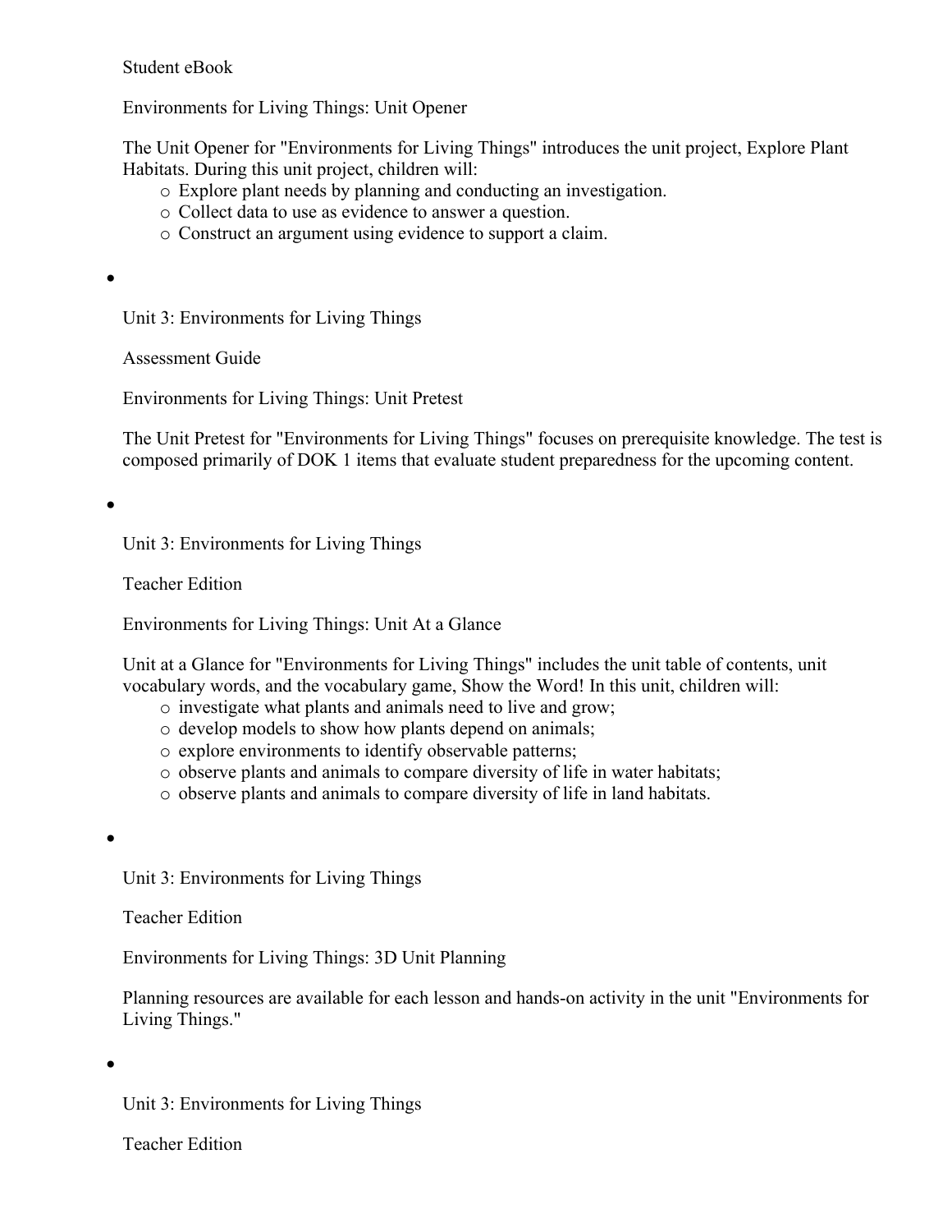Student eBook

Environments for Living Things: Unit Opener

The Unit Opener for "Environments for Living Things" introduces the unit project, Explore Plant Habitats. During this unit project, children will:

- Explore plant needs by planning and conducting an investigation.
- Collect data to use as evidence to answer a question.
- Construct an argument using evidence to support a claim.

- Unit 3: Environments for Living Things

  Assessment Guide

  Environments for Living Things: Unit Pretest

  The Unit Pretest for "Environments for Living Things" focuses on prerequisite knowledge. The test is composed primarily of DOK 1 items that evaluate student preparedness for the upcoming content.

- Unit 3: Environments for Living Things

  Teacher Edition

  Environments for Living Things: Unit At a Glance

  Unit at a Glance for "Environments for Living Things" includes the unit table of contents, unit vocabulary words, and the vocabulary game, Show the Word! In this unit, children will:

  - investigate what plants and animals need to live and grow;
  - develop models to show how plants depend on animals;
  - explore environments to identify observable patterns;
  - observe plants and animals to compare diversity of life in water habitats;
  - observe plants and animals to compare diversity of life in land habitats.

- Unit 3: Environments for Living Things

  Teacher Edition

  Environments for Living Things: 3D Unit Planning

  Planning resources are available for each lesson and hands-on activity in the unit "Environments for Living Things."

- Unit 3: Environments for Living Things

  Teacher Edition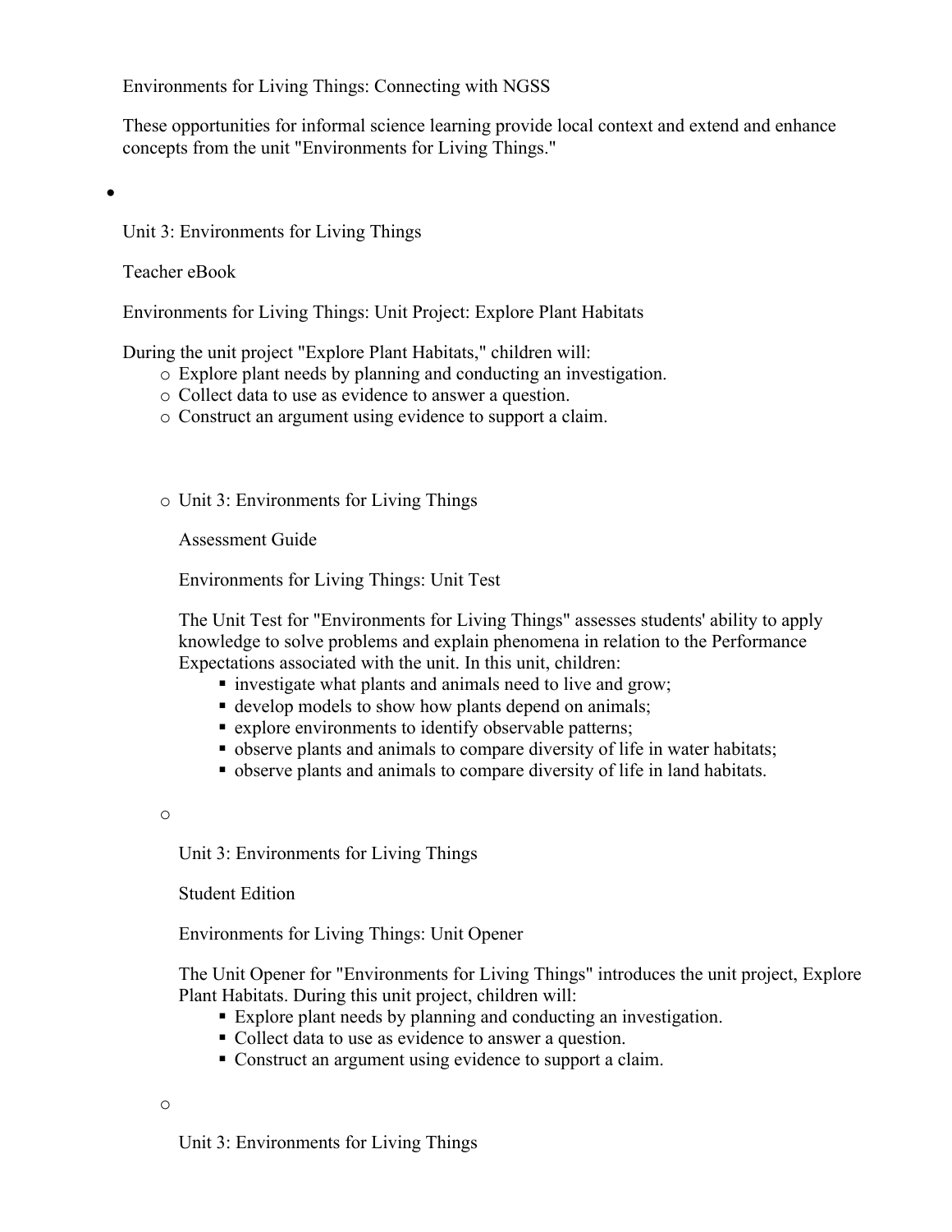Environments for Living Things: Connecting with NGSS

These opportunities for informal science learning provide local context and extend and enhance concepts from the unit "Environments for Living Things."

- Unit 3: Environments for Living Things

  Teacher eBook

  Environments for Living Things: Unit Project: Explore Plant Habitats

  During the unit project "Explore Plant Habitats," children will:
    - Explore plant needs by planning and conducting an investigation.
    - Collect data to use as evidence to answer a question.
    - Construct an argument using evidence to support a claim.

  - Unit 3: Environments for Living Things

    Assessment Guide

    Environments for Living Things: Unit Test

    The Unit Test for "Environments for Living Things" assesses students' ability to apply knowledge to solve problems and explain phenomena in relation to the Performance Expectations associated with the unit. In this unit, children:
      - investigate what plants and animals need to live and grow;
      - develop models to show how plants depend on animals;
      - explore environments to identify observable patterns;
      - observe plants and animals to compare diversity of life in water habitats;
      - observe plants and animals to compare diversity of life in land habitats.

  - Unit 3: Environments for Living Things

    Student Edition

    Environments for Living Things: Unit Opener

    The Unit Opener for "Environments for Living Things" introduces the unit project, Explore Plant Habitats. During this unit project, children will:
      - Explore plant needs by planning and conducting an investigation.
      - Collect data to use as evidence to answer a question.
      - Construct an argument using evidence to support a claim.

  - Unit 3: Environments for Living Things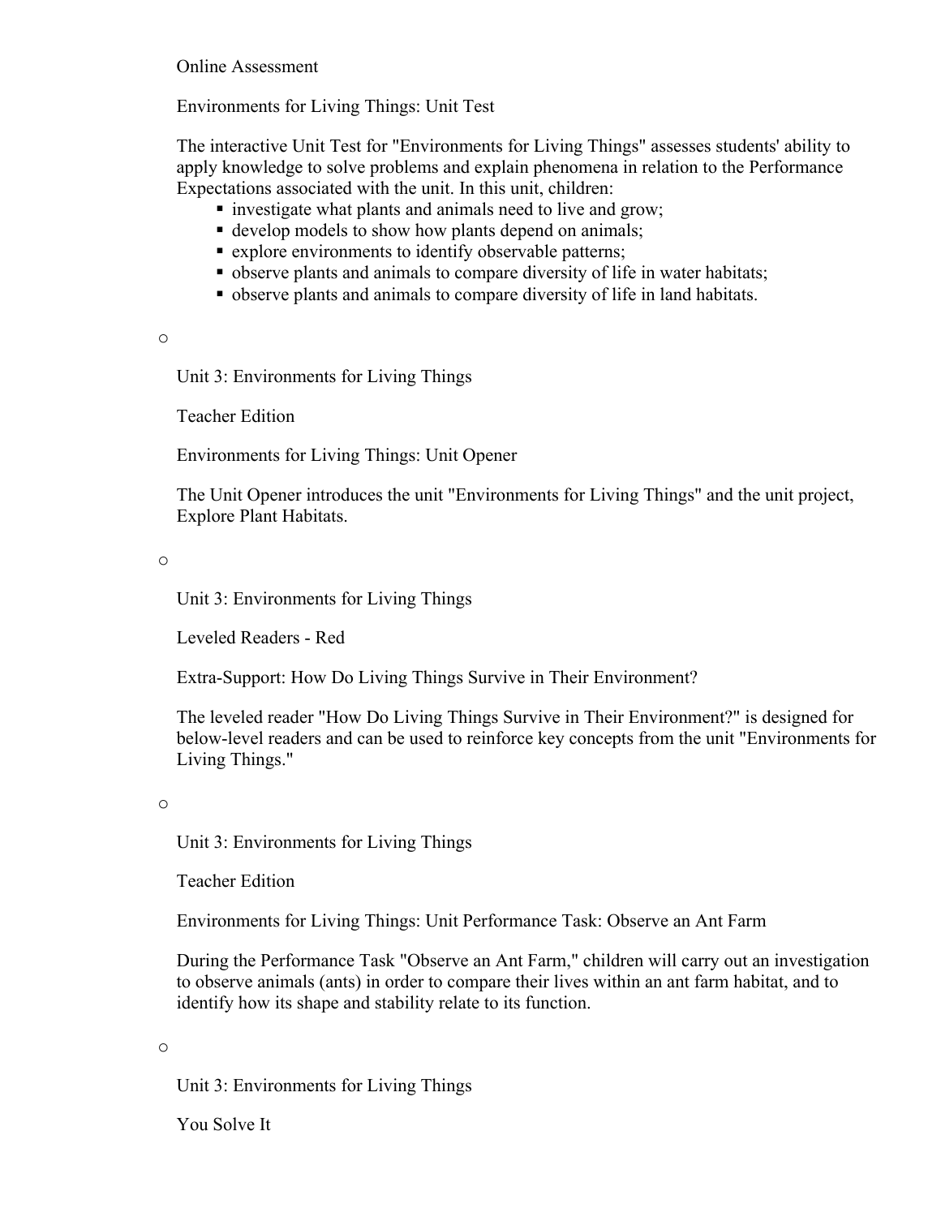Online Assessment

Environments for Living Things: Unit Test

The interactive Unit Test for "Environments for Living Things" assesses students' ability to apply knowledge to solve problems and explain phenomena in relation to the Performance Expectations associated with the unit. In this unit, children:

- investigate what plants and animals need to live and grow;
- develop models to show how plants depend on animals;
- explore environments to identify observable patterns;
- observe plants and animals to compare diversity of life in water habitats;
- observe plants and animals to compare diversity of life in land habitats.

○

Unit 3: Environments for Living Things

Teacher Edition

Environments for Living Things: Unit Opener

The Unit Opener introduces the unit "Environments for Living Things" and the unit project, Explore Plant Habitats.

○

Unit 3: Environments for Living Things

Leveled Readers - Red

Extra-Support: How Do Living Things Survive in Their Environment?

The leveled reader "How Do Living Things Survive in Their Environment?" is designed for below-level readers and can be used to reinforce key concepts from the unit "Environments for Living Things."

○

Unit 3: Environments for Living Things

Teacher Edition

Environments for Living Things: Unit Performance Task: Observe an Ant Farm

During the Performance Task "Observe an Ant Farm," children will carry out an investigation to observe animals (ants) in order to compare their lives within an ant farm habitat, and to identify how its shape and stability relate to its function.

○

Unit 3: Environments for Living Things

You Solve It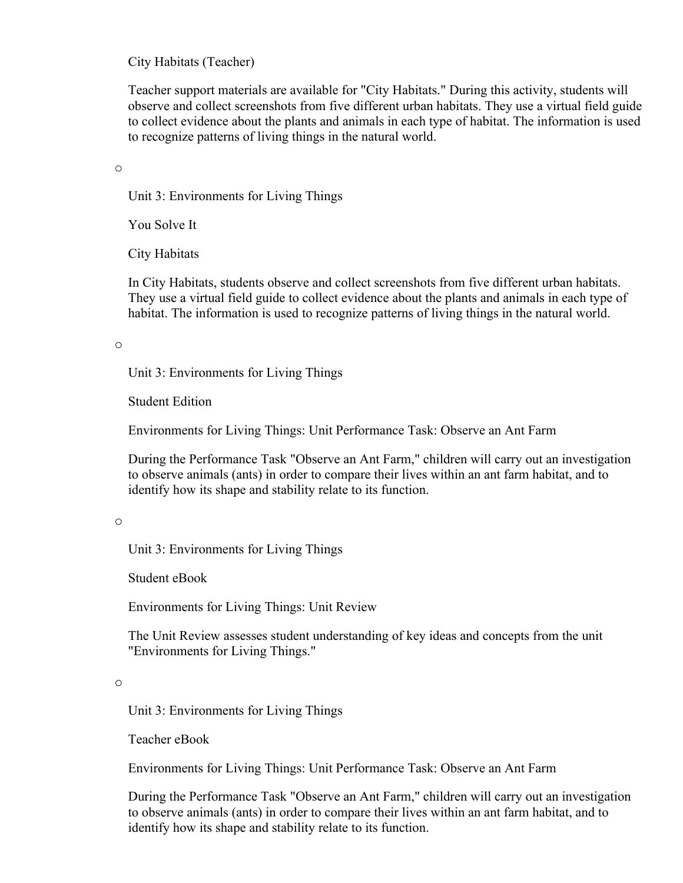City Habitats (Teacher)

Teacher support materials are available for "City Habitats." During this activity, students will observe and collect screenshots from five different urban habitats. They use a virtual field guide to collect evidence about the plants and animals in each type of habitat. The information is used to recognize patterns of living things in the natural world.

- Unit 3: Environments for Living Things

  You Solve It

  City Habitats

  In City Habitats, students observe and collect screenshots from five different urban habitats. They use a virtual field guide to collect evidence about the plants and animals in each type of habitat. The information is used to recognize patterns of living things in the natural world.

- Unit 3: Environments for Living Things

  Student Edition

  Environments for Living Things: Unit Performance Task: Observe an Ant Farm

  During the Performance Task "Observe an Ant Farm," children will carry out an investigation to observe animals (ants) in order to compare their lives within an ant farm habitat, and to identify how its shape and stability relate to its function.

- Unit 3: Environments for Living Things

  Student eBook

  Environments for Living Things: Unit Review

  The Unit Review assesses student understanding of key ideas and concepts from the unit "Environments for Living Things."

- Unit 3: Environments for Living Things

  Teacher eBook

  Environments for Living Things: Unit Performance Task: Observe an Ant Farm

  During the Performance Task "Observe an Ant Farm," children will carry out an investigation to observe animals (ants) in order to compare their lives within an ant farm habitat, and to identify how its shape and stability relate to its function.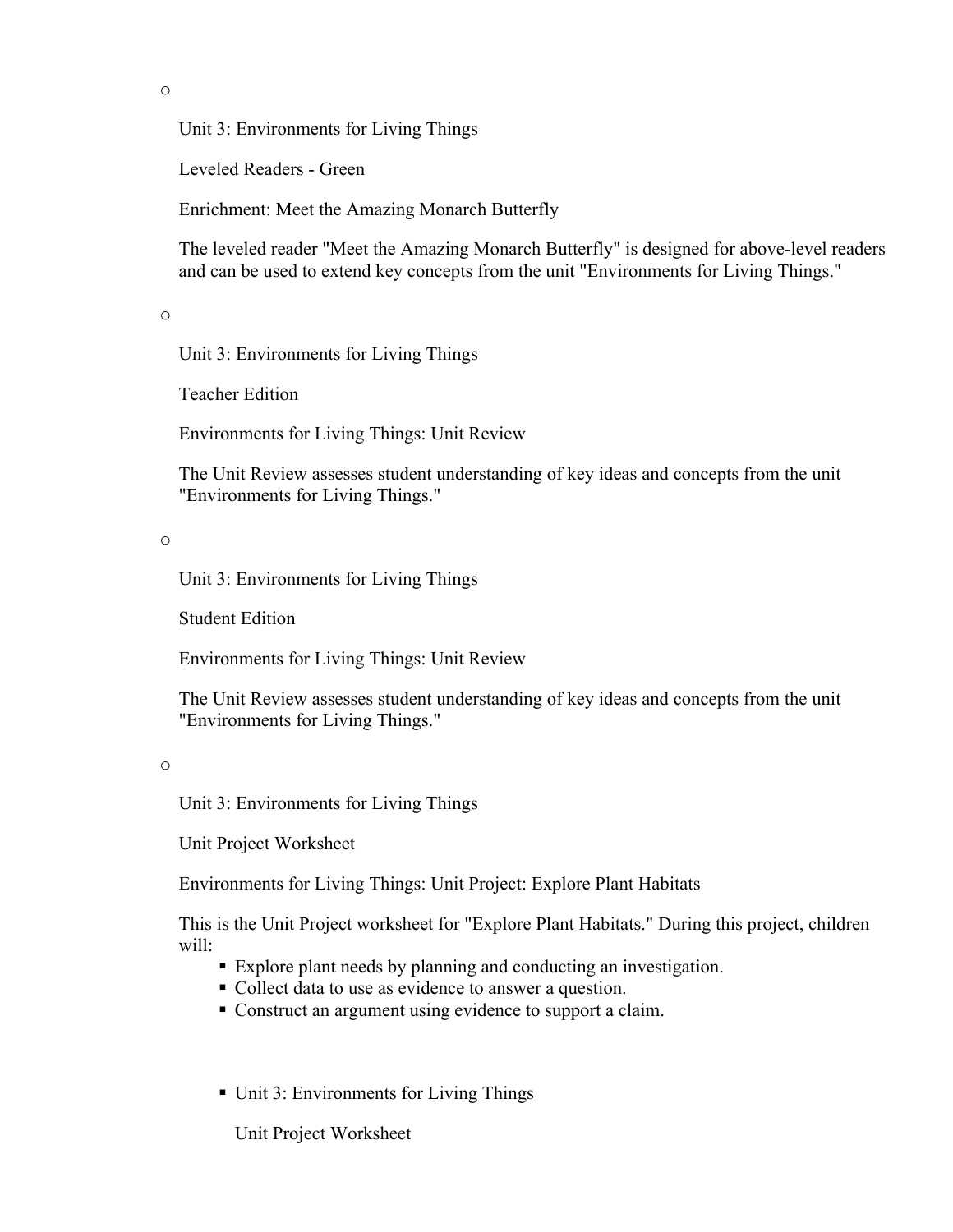- Unit 3: Environments for Living Things

  Leveled Readers - Green

  Enrichment: Meet the Amazing Monarch Butterfly

  The leveled reader "Meet the Amazing Monarch Butterfly" is designed for above-level readers and can be used to extend key concepts from the unit "Environments for Living Things."

- Unit 3: Environments for Living Things

  Teacher Edition

  Environments for Living Things: Unit Review

  The Unit Review assesses student understanding of key ideas and concepts from the unit "Environments for Living Things."

- Unit 3: Environments for Living Things

  Student Edition

  Environments for Living Things: Unit Review

  The Unit Review assesses student understanding of key ideas and concepts from the unit "Environments for Living Things."

- Unit 3: Environments for Living Things

  Unit Project Worksheet

  Environments for Living Things: Unit Project: Explore Plant Habitats

  This is the Unit Project worksheet for "Explore Plant Habitats." During this project, children will:

  - Explore plant needs by planning and conducting an investigation.
  - Collect data to use as evidence to answer a question.
  - Construct an argument using evidence to support a claim.

  - Unit 3: Environments for Living Things

    Unit Project Worksheet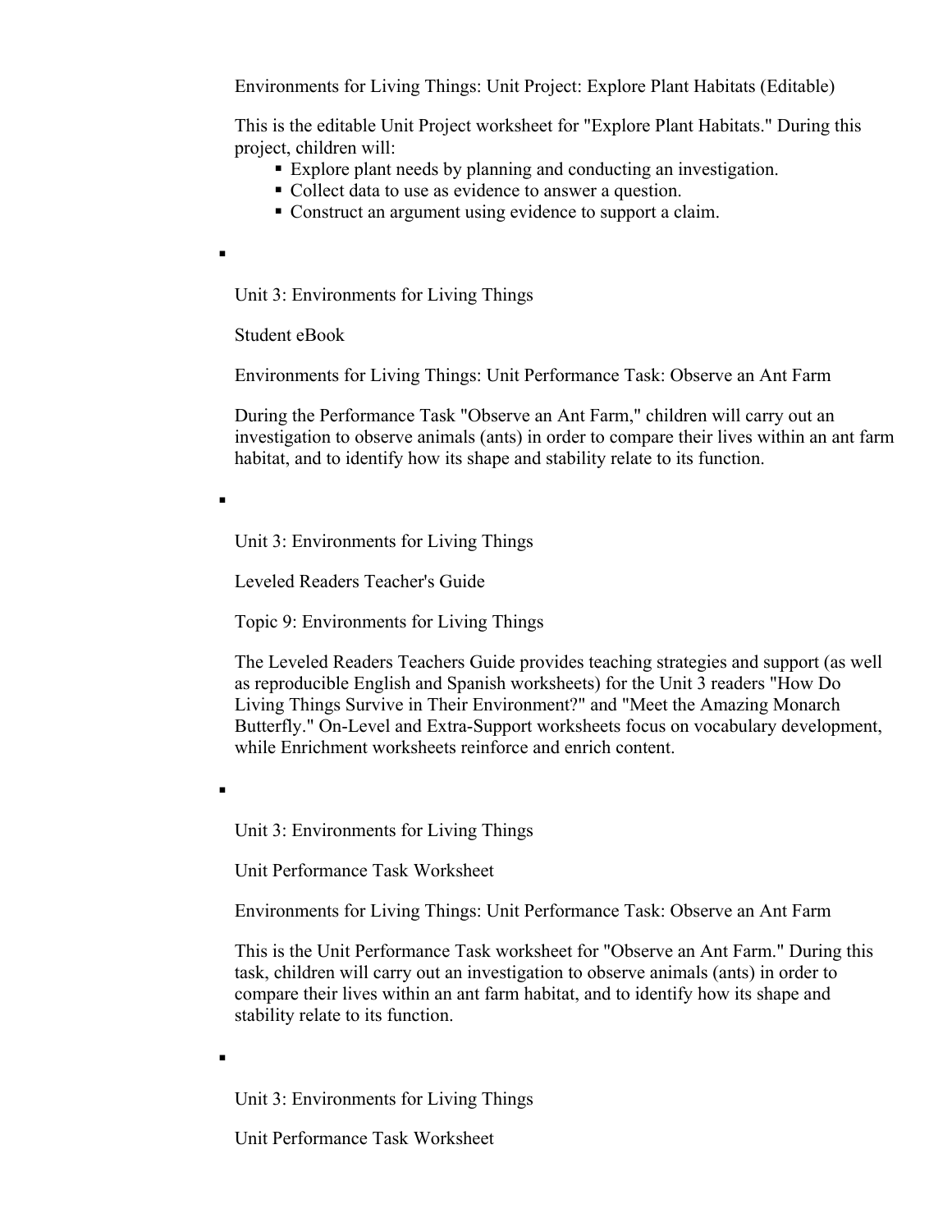Environments for Living Things: Unit Project: Explore Plant Habitats (Editable)

This is the editable Unit Project worksheet for "Explore Plant Habitats." During this project, children will:

- Explore plant needs by planning and conducting an investigation.
- Collect data to use as evidence to answer a question.
- Construct an argument using evidence to support a claim.

▪

Unit 3: Environments for Living Things

Student eBook

Environments for Living Things: Unit Performance Task: Observe an Ant Farm

During the Performance Task "Observe an Ant Farm," children will carry out an investigation to observe animals (ants) in order to compare their lives within an ant farm habitat, and to identify how its shape and stability relate to its function.

▪

Unit 3: Environments for Living Things

Leveled Readers Teacher's Guide

Topic 9: Environments for Living Things

The Leveled Readers Teachers Guide provides teaching strategies and support (as well as reproducible English and Spanish worksheets) for the Unit 3 readers "How Do Living Things Survive in Their Environment?" and "Meet the Amazing Monarch Butterfly." On-Level and Extra-Support worksheets focus on vocabulary development, while Enrichment worksheets reinforce and enrich content.

▪

Unit 3: Environments for Living Things

Unit Performance Task Worksheet

Environments for Living Things: Unit Performance Task: Observe an Ant Farm

This is the Unit Performance Task worksheet for "Observe an Ant Farm." During this task, children will carry out an investigation to observe animals (ants) in order to compare their lives within an ant farm habitat, and to identify how its shape and stability relate to its function.

▪

Unit 3: Environments for Living Things

Unit Performance Task Worksheet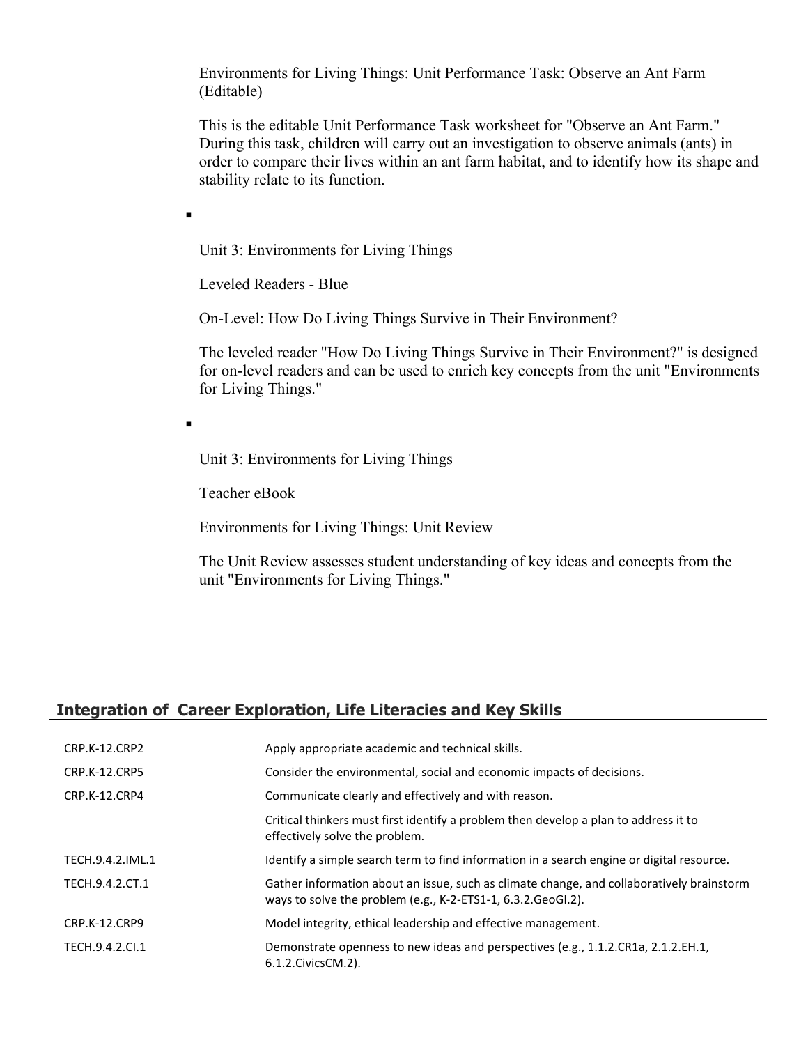Environments for Living Things: Unit Performance Task: Observe an Ant Farm (Editable)

This is the editable Unit Performance Task worksheet for "Observe an Ant Farm." During this task, children will carry out an investigation to observe animals (ants) in order to compare their lives within an ant farm habitat, and to identify how its shape and stability relate to its function.

- Unit 3: Environments for Living Things

  Leveled Readers - Blue

  On-Level: How Do Living Things Survive in Their Environment?

  The leveled reader "How Do Living Things Survive in Their Environment?" is designed for on-level readers and can be used to enrich key concepts from the unit "Environments for Living Things."

- Unit 3: Environments for Living Things

  Teacher eBook

  Environments for Living Things: Unit Review

  The Unit Review assesses student understanding of key ideas and concepts from the unit "Environments for Living Things."

## Integration of Career Exploration, Life Literacies and Key Skills

| | |
|---|---|
| CRP.K-12.CRP2 | Apply appropriate academic and technical skills. |
| CRP.K-12.CRP5 | Consider the environmental, social and economic impacts of decisions. |
| CRP.K-12.CRP4 | Communicate clearly and effectively and with reason. |
| | Critical thinkers must first identify a problem then develop a plan to address it to effectively solve the problem. |
| TECH.9.4.2.IML.1 | Identify a simple search term to find information in a search engine or digital resource. |
| TECH.9.4.2.CT.1 | Gather information about an issue, such as climate change, and collaboratively brainstorm ways to solve the problem (e.g., K-2-ETS1-1, 6.3.2.GeoGI.2). |
| CRP.K-12.CRP9 | Model integrity, ethical leadership and effective management. |
| TECH.9.4.2.CI.1 | Demonstrate openness to new ideas and perspectives (e.g., 1.1.2.CR1a, 2.1.2.EH.1, 6.1.2.CivicsCM.2). |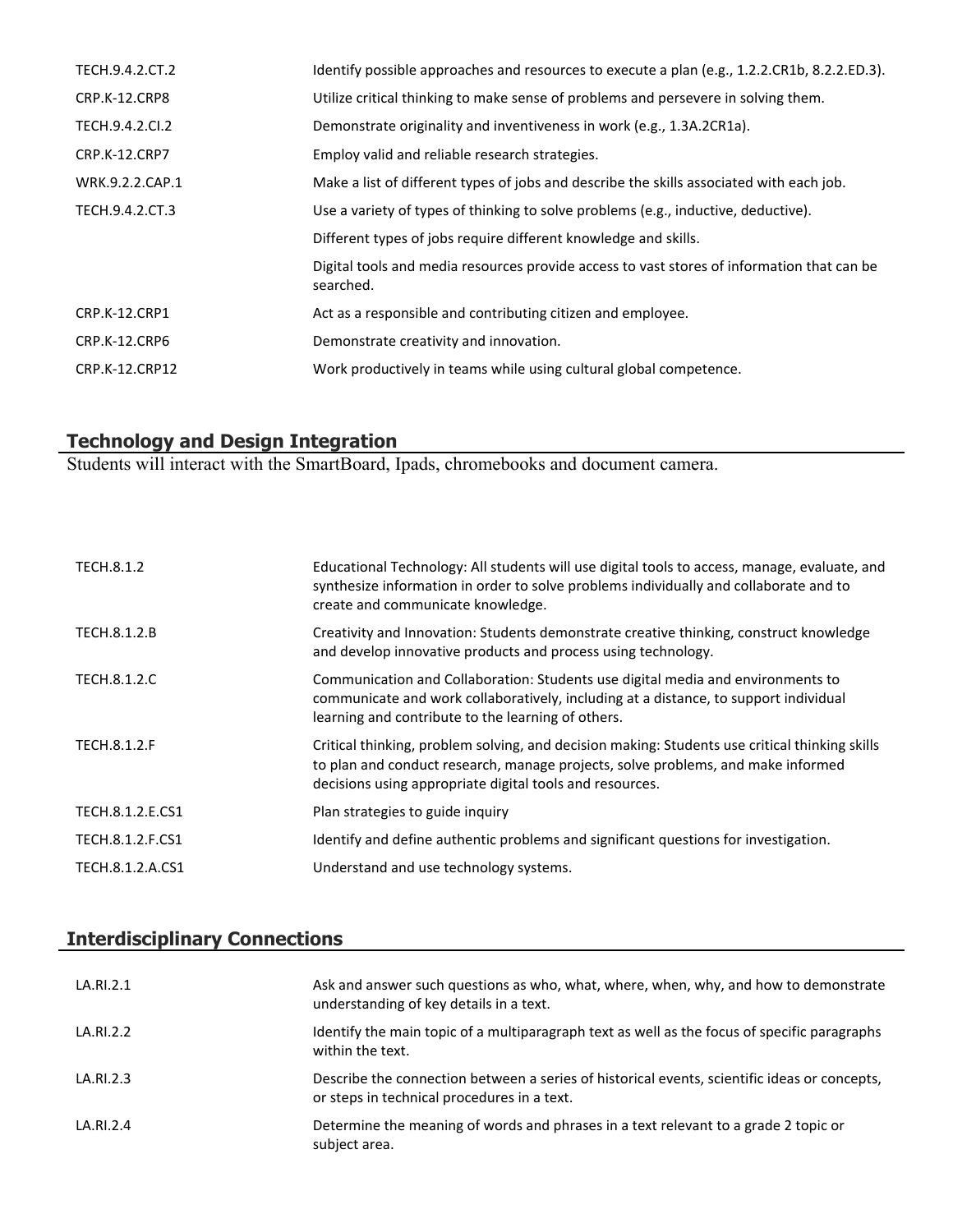| | |
|---|---|
| TECH.9.4.2.CT.2 | Identify possible approaches and resources to execute a plan (e.g., 1.2.2.CR1b, 8.2.2.ED.3). |
| CRP.K-12.CRP8 | Utilize critical thinking to make sense of problems and persevere in solving them. |
| TECH.9.4.2.CI.2 | Demonstrate originality and inventiveness in work (e.g., 1.3A.2CR1a). |
| CRP.K-12.CRP7 | Employ valid and reliable research strategies. |
| WRK.9.2.2.CAP.1 | Make a list of different types of jobs and describe the skills associated with each job. |
| TECH.9.4.2.CT.3 | Use a variety of types of thinking to solve problems (e.g., inductive, deductive). |
| | Different types of jobs require different knowledge and skills. |
| | Digital tools and media resources provide access to vast stores of information that can be searched. |
| CRP.K-12.CRP1 | Act as a responsible and contributing citizen and employee. |
| CRP.K-12.CRP6 | Demonstrate creativity and innovation. |
| CRP.K-12.CRP12 | Work productively in teams while using cultural global competence. |

## Technology and Design Integration

Students will interact with the SmartBoard, Ipads, chromebooks and document camera.

| | |
|---|---|
| TECH.8.1.2 | Educational Technology: All students will use digital tools to access, manage, evaluate, and synthesize information in order to solve problems individually and collaborate and to create and communicate knowledge. |
| TECH.8.1.2.B | Creativity and Innovation: Students demonstrate creative thinking, construct knowledge and develop innovative products and process using technology. |
| TECH.8.1.2.C | Communication and Collaboration: Students use digital media and environments to communicate and work collaboratively, including at a distance, to support individual learning and contribute to the learning of others. |
| TECH.8.1.2.F | Critical thinking, problem solving, and decision making: Students use critical thinking skills to plan and conduct research, manage projects, solve problems, and make informed decisions using appropriate digital tools and resources. |
| TECH.8.1.2.E.CS1 | Plan strategies to guide inquiry |
| TECH.8.1.2.F.CS1 | Identify and define authentic problems and significant questions for investigation. |
| TECH.8.1.2.A.CS1 | Understand and use technology systems. |

## Interdisciplinary Connections

| | |
|---|---|
| LA.RI.2.1 | Ask and answer such questions as who, what, where, when, why, and how to demonstrate understanding of key details in a text. |
| LA.RI.2.2 | Identify the main topic of a multiparagraph text as well as the focus of specific paragraphs within the text. |
| LA.RI.2.3 | Describe the connection between a series of historical events, scientific ideas or concepts, or steps in technical procedures in a text. |
| LA.RI.2.4 | Determine the meaning of words and phrases in a text relevant to a grade 2 topic or subject area. |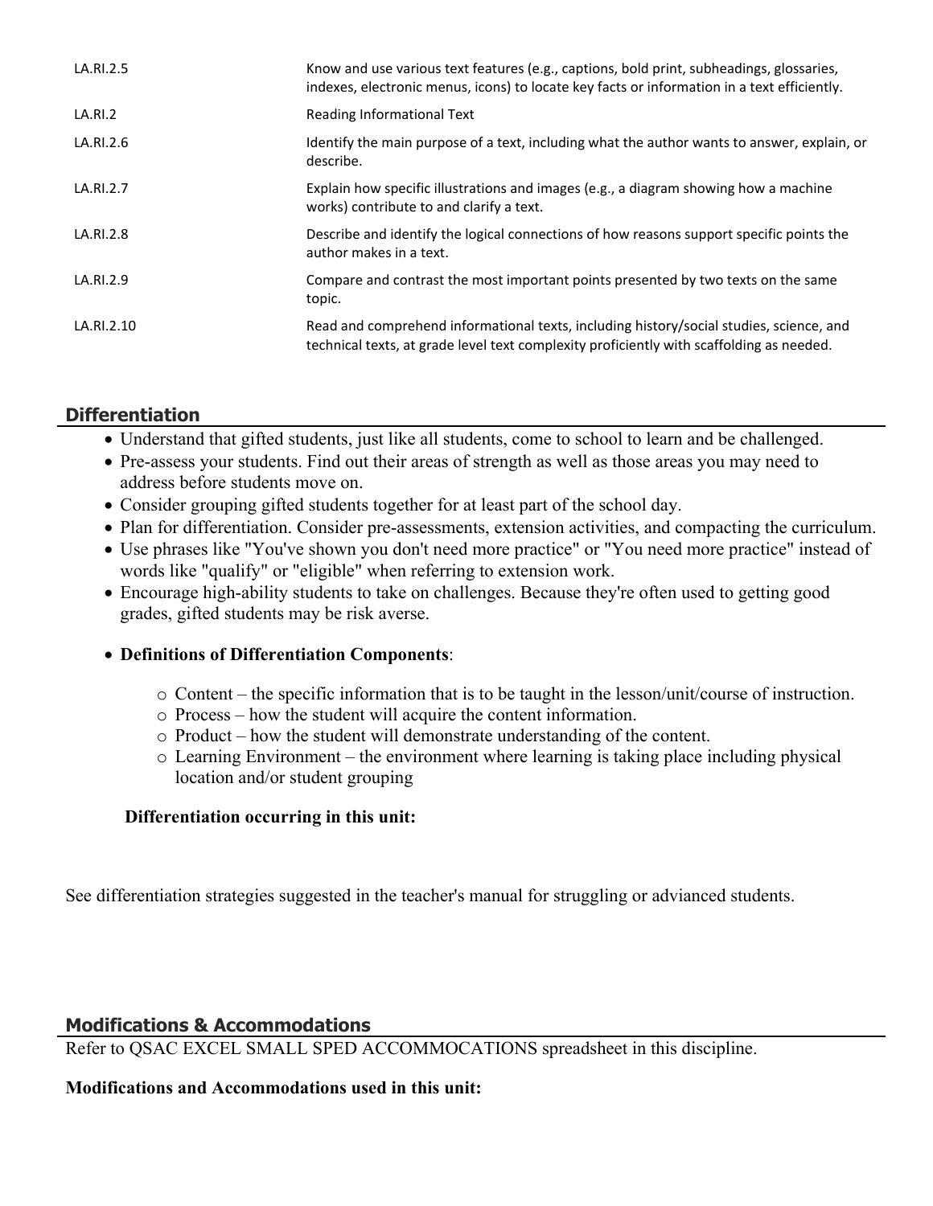| | |
|---|---|
| LA.RI.2.5 | Know and use various text features (e.g., captions, bold print, subheadings, glossaries, indexes, electronic menus, icons) to locate key facts or information in a text efficiently. |
| LA.RI.2 | Reading Informational Text |
| LA.RI.2.6 | Identify the main purpose of a text, including what the author wants to answer, explain, or describe. |
| LA.RI.2.7 | Explain how specific illustrations and images (e.g., a diagram showing how a machine works) contribute to and clarify a text. |
| LA.RI.2.8 | Describe and identify the logical connections of how reasons support specific points the author makes in a text. |
| LA.RI.2.9 | Compare and contrast the most important points presented by two texts on the same topic. |
| LA.RI.2.10 | Read and comprehend informational texts, including history/social studies, science, and technical texts, at grade level text complexity proficiently with scaffolding as needed. |

## Differentiation

- Understand that gifted students, just like all students, come to school to learn and be challenged.
- Pre-assess your students. Find out their areas of strength as well as those areas you may need to address before students move on.
- Consider grouping gifted students together for at least part of the school day.
- Plan for differentiation. Consider pre-assessments, extension activities, and compacting the curriculum.
- Use phrases like "You've shown you don't need more practice" or "You need more practice" instead of words like "qualify" or "eligible" when referring to extension work.
- Encourage high-ability students to take on challenges. Because they're often used to getting good grades, gifted students may be risk averse.
- **Definitions of Differentiation Components**:
    - Content – the specific information that is to be taught in the lesson/unit/course of instruction.
    - Process – how the student will acquire the content information.
    - Product – how the student will demonstrate understanding of the content.
    - Learning Environment – the environment where learning is taking place including physical location and/or student grouping

**Differentiation occurring in this unit:**

See differentiation strategies suggested in the teacher's manual for struggling or advianced students.

## Modifications & Accommodations

Refer to QSAC EXCEL SMALL SPED ACCOMMOCATIONS spreadsheet in this discipline.

**Modifications and Accommodations used in this unit:**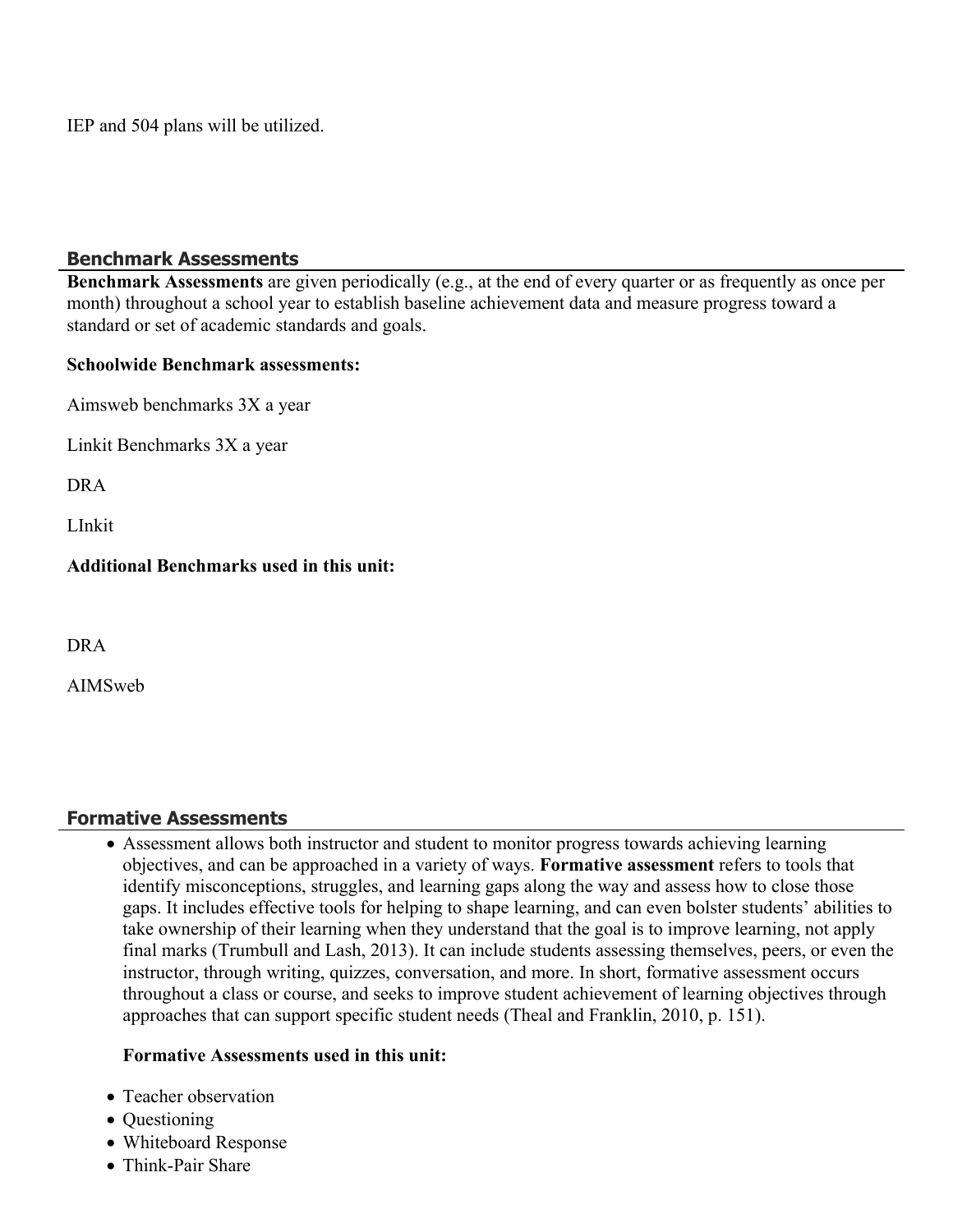IEP and 504 plans will be utilized.

## Benchmark Assessments

**Benchmark Assessments** are given periodically (e.g., at the end of every quarter or as frequently as once per month) throughout a school year to establish baseline achievement data and measure progress toward a standard or set of academic standards and goals.

**Schoolwide Benchmark assessments:**

Aimsweb benchmarks 3X a year

Linkit Benchmarks 3X a year

DRA

LInkit

**Additional Benchmarks used in this unit:**

DRA

AIMSweb

## Formative Assessments

- Assessment allows both instructor and student to monitor progress towards achieving learning objectives, and can be approached in a variety of ways. **Formative assessment** refers to tools that identify misconceptions, struggles, and learning gaps along the way and assess how to close those gaps. It includes effective tools for helping to shape learning, and can even bolster students' abilities to take ownership of their learning when they understand that the goal is to improve learning, not apply final marks (Trumbull and Lash, 2013). It can include students assessing themselves, peers, or even the instructor, through writing, quizzes, conversation, and more. In short, formative assessment occurs throughout a class or course, and seeks to improve student achievement of learning objectives through approaches that can support specific student needs (Theal and Franklin, 2010, p. 151).

  **Formative Assessments used in this unit:**

- Teacher observation
- Questioning
- Whiteboard Response
- Think-Pair Share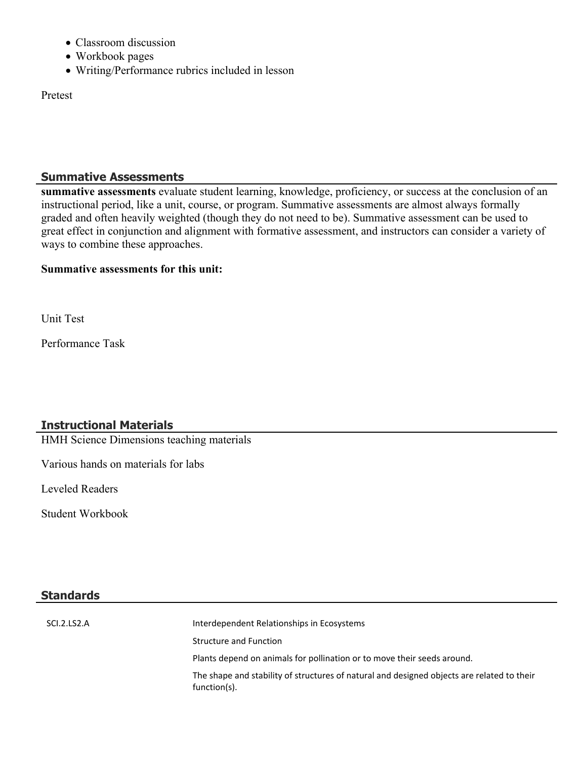- Classroom discussion
- Workbook pages
- Writing/Performance rubrics included in lesson

Pretest

## Summative Assessments

**summative assessments** evaluate student learning, knowledge, proficiency, or success at the conclusion of an instructional period, like a unit, course, or program. Summative assessments are almost always formally graded and often heavily weighted (though they do not need to be). Summative assessment can be used to great effect in conjunction and alignment with formative assessment, and instructors can consider a variety of ways to combine these approaches.

**Summative assessments for this unit:**

Unit Test

Performance Task

## Instructional Materials

HMH Science Dimensions teaching materials

Various hands on materials for labs

Leveled Readers

Student Workbook

## Standards

| | |
|---|---|
| SCI.2.LS2.A | Interdependent Relationships in Ecosystems |
| | Structure and Function |
| | Plants depend on animals for pollination or to move their seeds around. |
| | The shape and stability of structures of natural and designed objects are related to their function(s). |